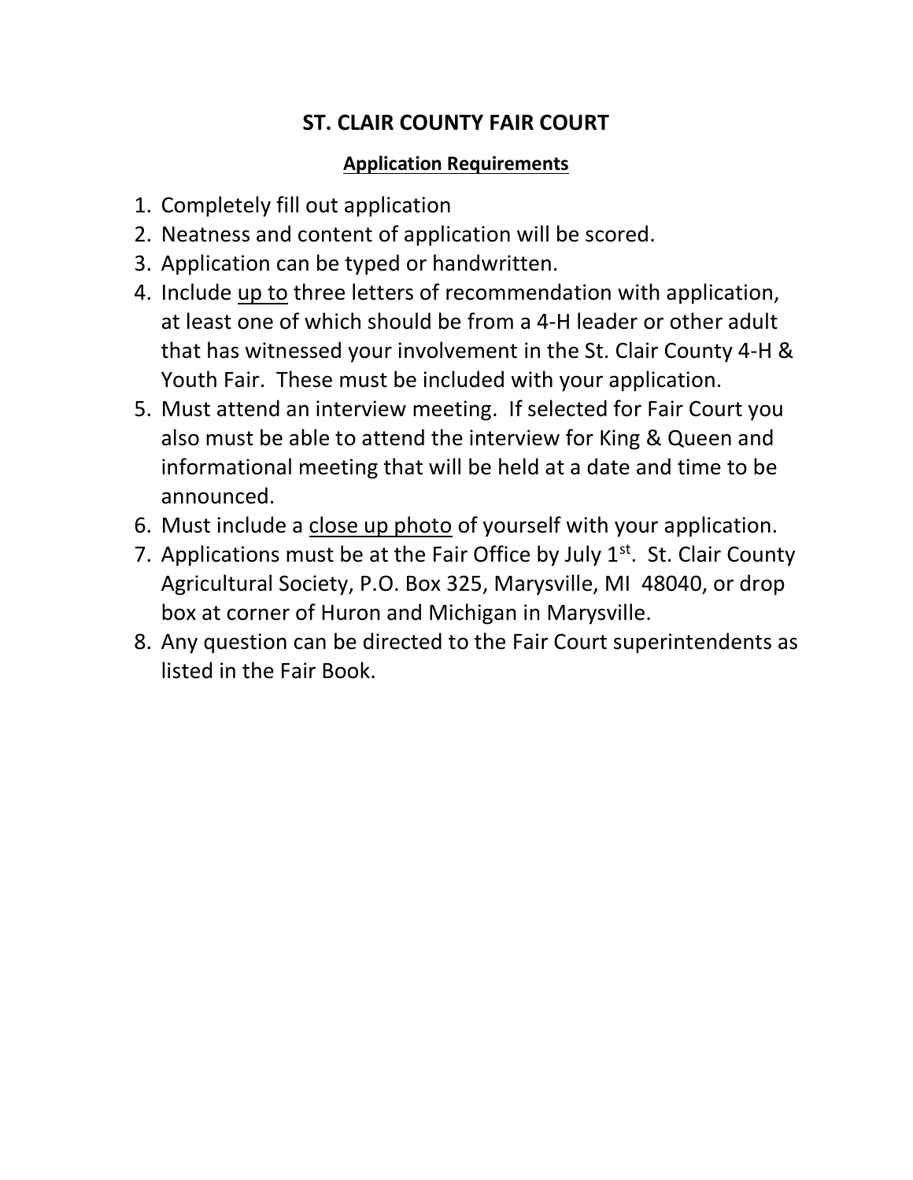# ST. CLAIR COUNTY FAIR COURT

## Application Requirements

1. Completely fill out application
2. Neatness and content of application will be scored.
3. Application can be typed or handwritten.
4. Include up to three letters of recommendation with application, at least one of which should be from a 4-H leader or other adult that has witnessed your involvement in the St. Clair County 4-H & Youth Fair. These must be included with your application.
5. Must attend an interview meeting. If selected for Fair Court you also must be able to attend the interview for King & Queen and informational meeting that will be held at a date and time to be announced.
6. Must include a close up photo of yourself with your application.
7. Applications must be at the Fair Office by July 1st. St. Clair County Agricultural Society, P.O. Box 325, Marysville, MI 48040, or drop box at corner of Huron and Michigan in Marysville.
8. Any question can be directed to the Fair Court superintendents as listed in the Fair Book.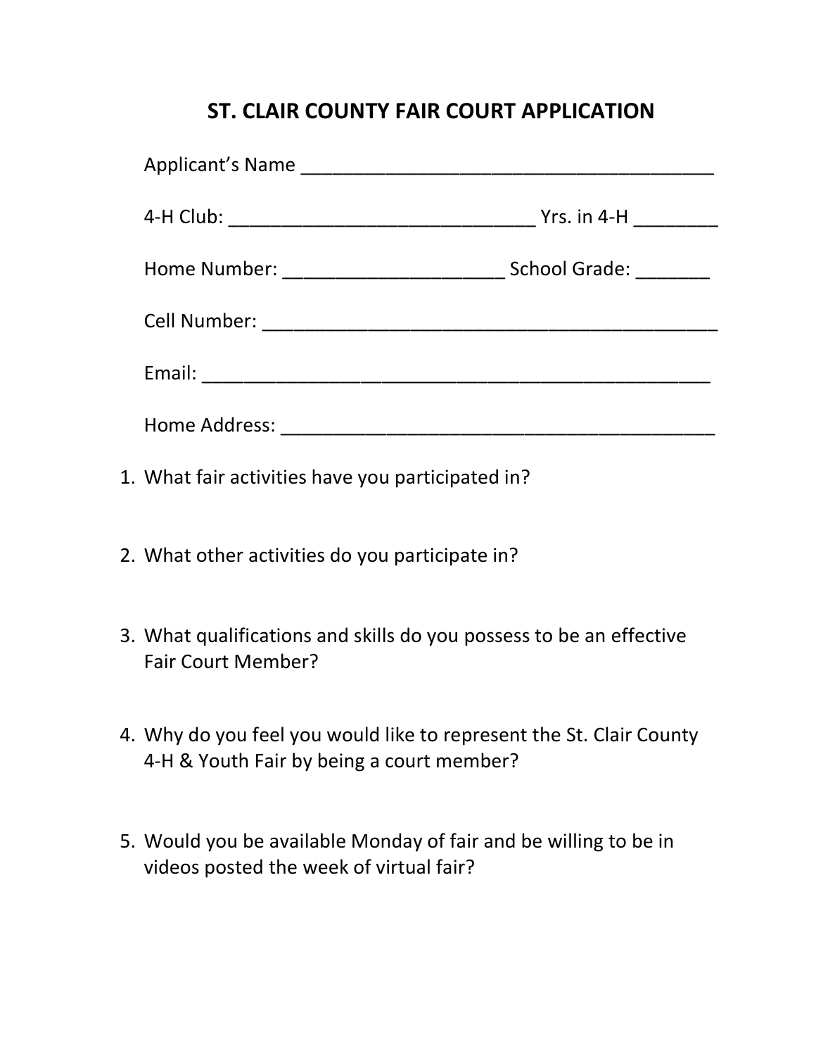# ST. CLAIR COUNTY FAIR COURT APPLICATION

Applicant's Name _______________________________________

4-H Club: _____________________________ Yrs. in 4-H ________

Home Number: _____________________ School Grade: _______

Cell Number: ___________________________________________

Email: _________________________________________________

Home Address: __________________________________________

1. What fair activities have you participated in?

2. What other activities do you participate in?

3. What qualifications and skills do you possess to be an effective Fair Court Member?

4. Why do you feel you would like to represent the St. Clair County 4-H & Youth Fair by being a court member?

5. Would you be available Monday of fair and be willing to be in videos posted the week of virtual fair?